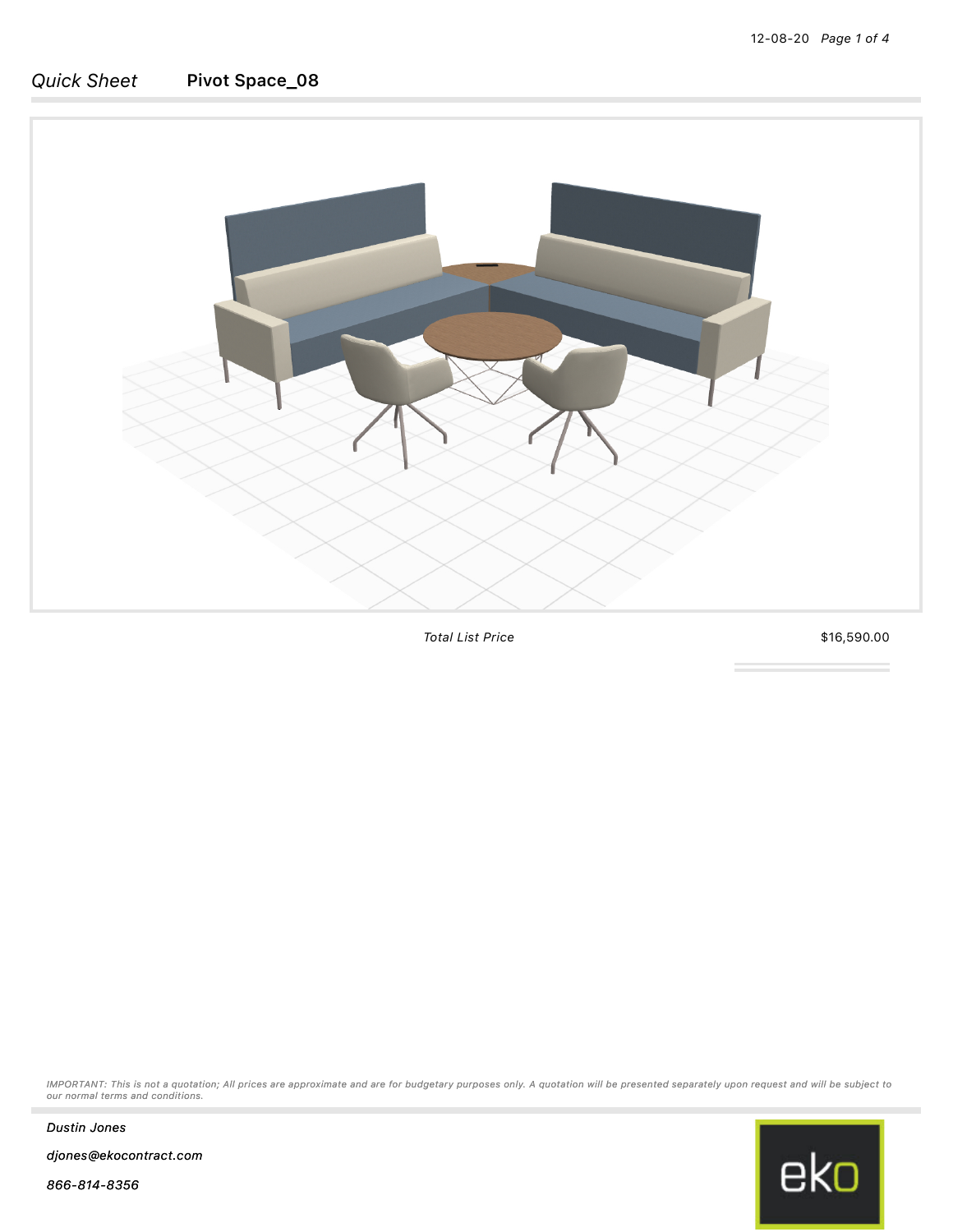*Quick Sheet* **Pivot Space_08**

| *Total List Price* | $16,590.00 |
|---|---|

*IMPORTANT: This is not a quotation; All prices are approximate and are for budgetary purposes only. A quotation will be presented separately upon request and will be subject to our normal terms and conditions.*

*Dustin Jones*

*djones@ekocontract.com*

*866-814-8356*

eko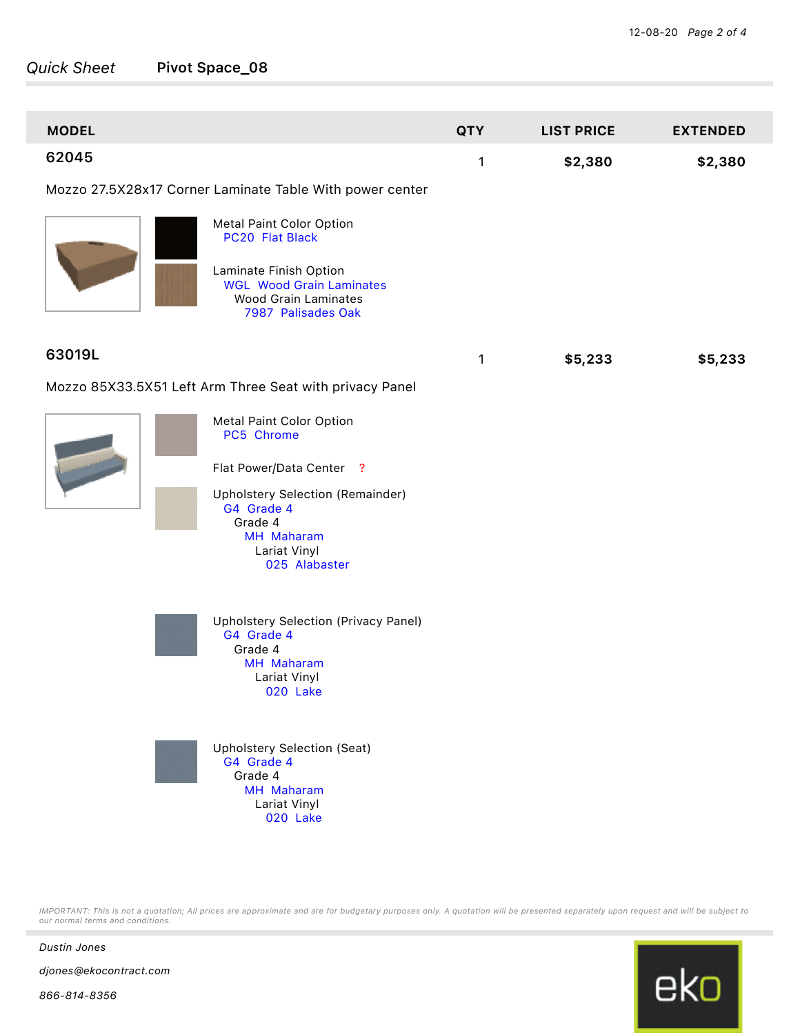*Quick Sheet* **Pivot Space_08**

| MODEL | QTY | LIST PRICE | EXTENDED |
|---|---|---|---|
| **62045** | 1 | **$2,380** | **$2,380** |

Mozzo 27.5X28x17 Corner Laminate Table With power center

Metal Paint Color Option
- PC20 Flat Black

Laminate Finish Option
- WGL Wood Grain Laminates
  - Wood Grain Laminates
    - 7987 Palisades Oak

| MODEL | QTY | LIST PRICE | EXTENDED |
|---|---|---|---|
| **63019L** | 1 | **$5,233** | **$5,233** |

Mozzo 85X33.5X51 Left Arm Three Seat with privacy Panel

Metal Paint Color Option
- PC5 Chrome

Flat Power/Data Center ?

Upholstery Selection (Remainder)
- G4 Grade 4
  - Grade 4
    - MH Maharam
      - Lariat Vinyl
        - 025 Alabaster

Upholstery Selection (Privacy Panel)
- G4 Grade 4
  - Grade 4
    - MH Maharam
      - Lariat Vinyl
        - 020 Lake

Upholstery Selection (Seat)
- G4 Grade 4
  - Grade 4
    - MH Maharam
      - Lariat Vinyl
        - 020 Lake

*IMPORTANT: This is not a quotation; All prices are approximate and are for budgetary purposes only. A quotation will be presented separately upon request and will be subject to our normal terms and conditions.*

*Dustin Jones*

*djones@ekocontract.com*

*866-814-8356*

eko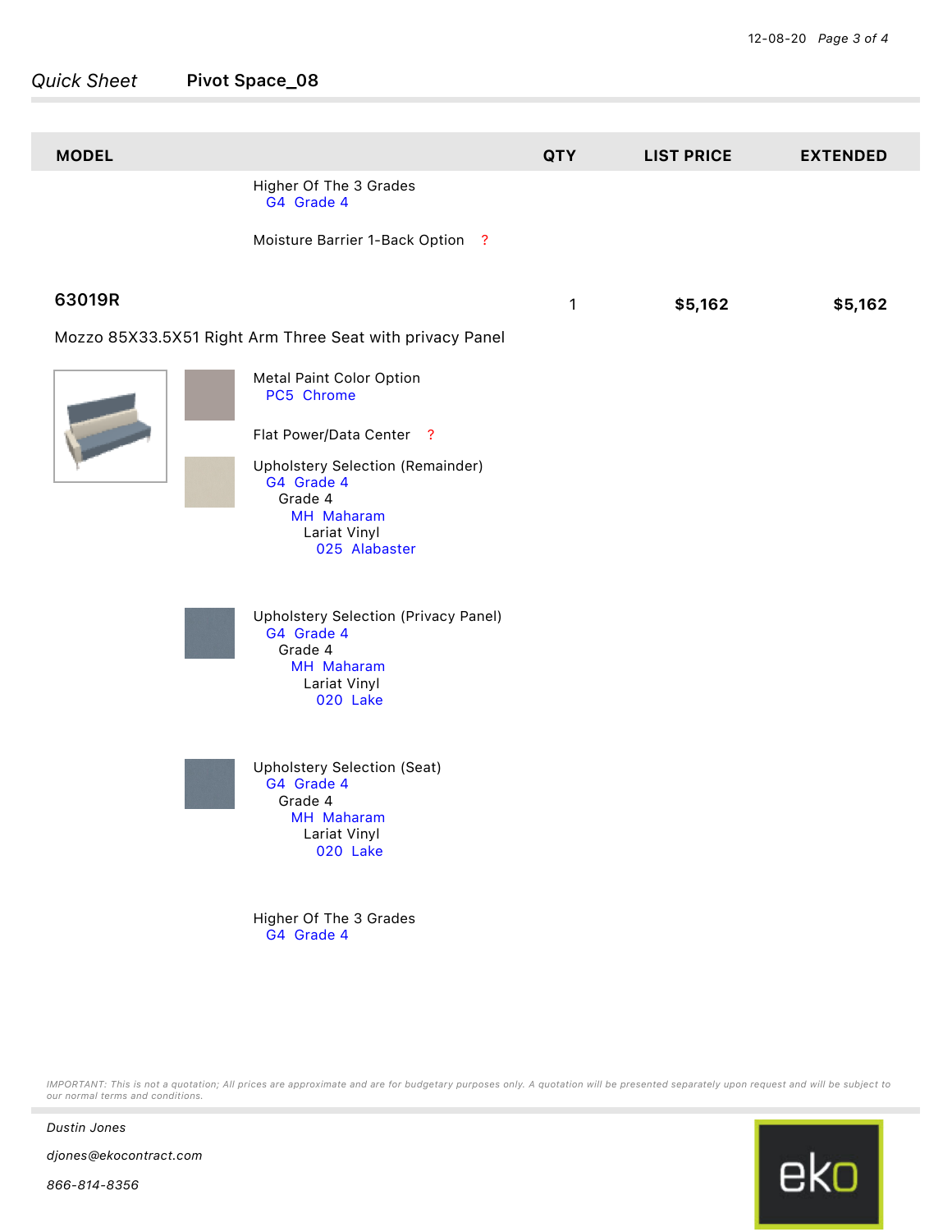| MODEL | QTY | LIST PRICE | EXTENDED |
|---|---|---|---|

Higher Of The 3 Grades
G4 Grade 4

Moisture Barrier 1-Back Option ?

| **63019R** | 1 | **$5,162** | **$5,162** |
|---|---|---|---|

Mozzo 85X33.5X51 Right Arm Three Seat with privacy Panel

Metal Paint Color Option
- PC5 Chrome

Flat Power/Data Center ?

Upholstery Selection (Remainder)
- G4 Grade 4
  - Grade 4
    - MH Maharam
      - Lariat Vinyl
        - 025 Alabaster

Upholstery Selection (Privacy Panel)
- G4 Grade 4
  - Grade 4
    - MH Maharam
      - Lariat Vinyl
        - 020 Lake

Upholstery Selection (Seat)
- G4 Grade 4
  - Grade 4
    - MH Maharam
      - Lariat Vinyl
        - 020 Lake

Higher Of The 3 Grades
- G4 Grade 4

*IMPORTANT: This is not a quotation; All prices are approximate and are for budgetary purposes only. A quotation will be presented separately upon request and will be subject to our normal terms and conditions.*

*Dustin Jones*

*djones@ekocontract.com*

*866-814-8356*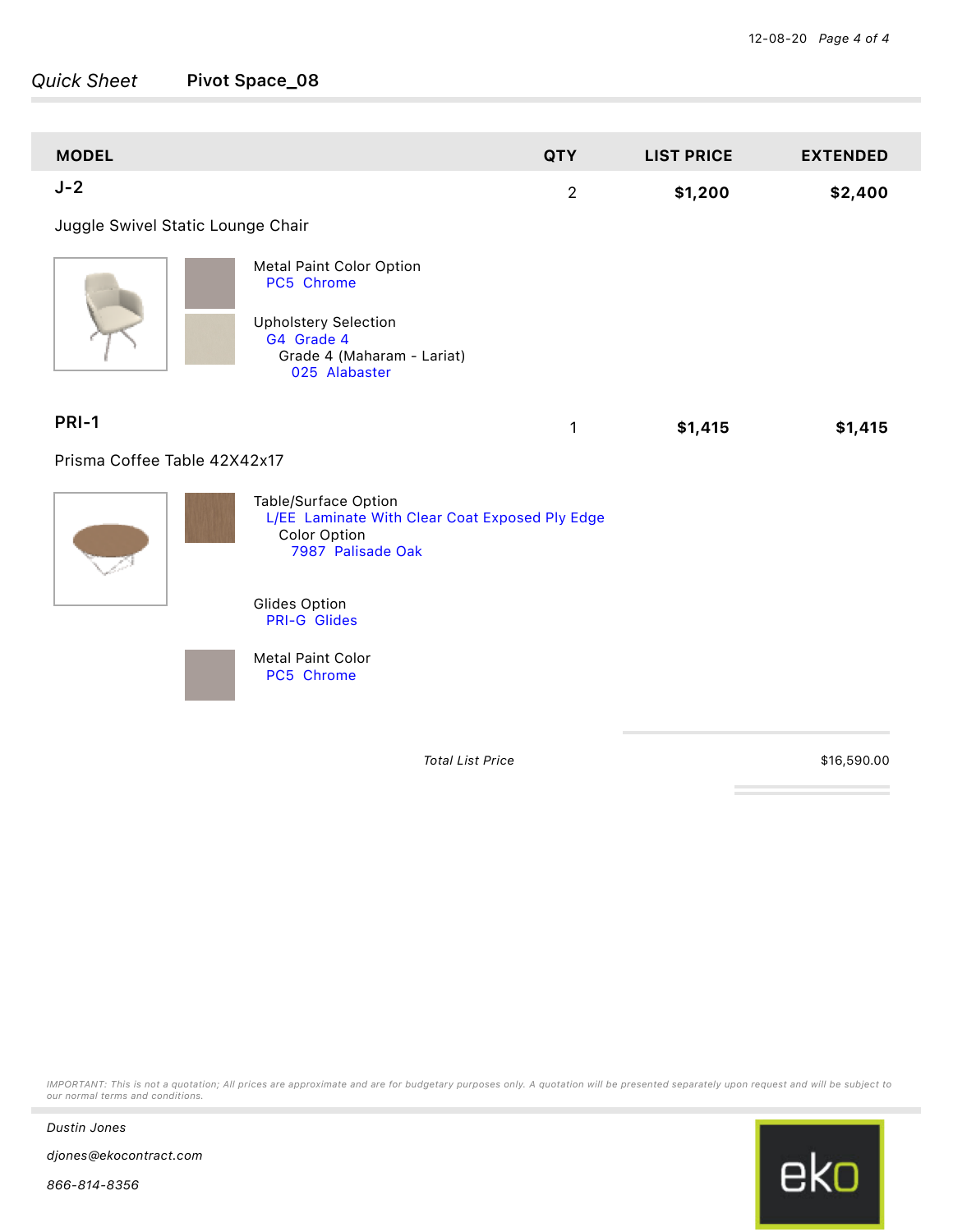*Quick Sheet* **Pivot Space_08**

| MODEL | QTY | LIST PRICE | EXTENDED |
| --- | --- | --- | --- |
| **J-2** | 2 | **$1,200** | **$2,400** |
| Juggle Swivel Static Lounge Chair | | | |

Metal Paint Color Option
PC5 Chrome

Upholstery Selection
G4 Grade 4
Grade 4 (Maharam - Lariat)
025 Alabaster

| MODEL | QTY | LIST PRICE | EXTENDED |
| --- | --- | --- | --- |
| **PRI-1** | 1 | **$1,415** | **$1,415** |
| Prisma Coffee Table 42X42x17 | | | |

Table/Surface Option
L/EE Laminate With Clear Coat Exposed Ply Edge
Color Option
7987 Palisade Oak

Glides Option
PRI-G Glides

Metal Paint Color
PC5 Chrome

*Total List Price* $16,590.00

*IMPORTANT: This is not a quotation; All prices are approximate and are for budgetary purposes only. A quotation will be presented separately upon request and will be subject to our normal terms and conditions.*

*Dustin Jones*

*djones@ekocontract.com*

*866-814-8356*

eko